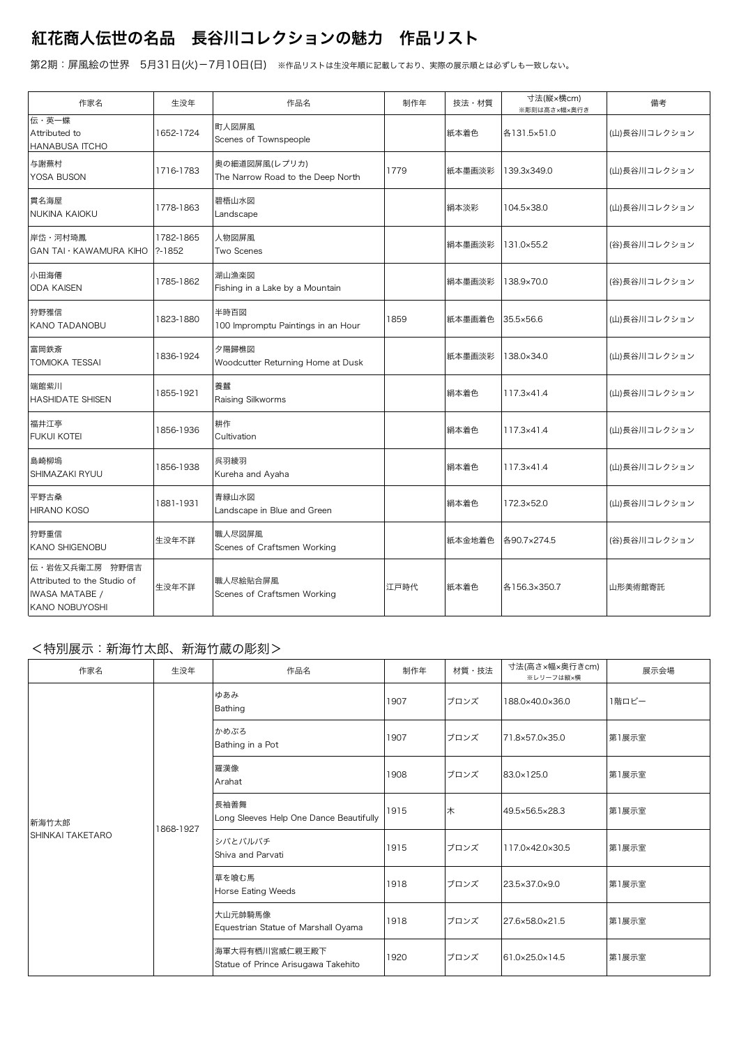# 紅花商人伝世の名品　長谷川コレクションの魅力　作品リスト

第2期：屏風絵の世界　5月31日(火)－7月10日(日)　※作品リストは生没年順に記載しており、実際の展示順とは必ずしも一致しない。

| 作家名 | 生没年 | 作品名 | 制作年 | 技法・材質 | 寸法(縦×横cm) ※彫刻は高さ×幅×奥行き | 備考 |
|---|---|---|---|---|---|---|
| 伝・英一蝶<br>Attributed to<br>HANABUSA ITCHO | 1652-1724 | 町人図屏風<br>Scenes of Townspeople | | 紙本着色 | 各131.5×51.0 | (山)長谷川コレクション |
| 与謝蕪村<br>YOSA BUSON | 1716-1783 | 奥の細道図屏風(レプリカ)<br>The Narrow Road to the Deep North | 1779 | 紙本墨画淡彩 | 139.3x349.0 | (山)長谷川コレクション |
| 貫名海屋<br>NUKINA KAIOKU | 1778-1863 | 碧梧山水図<br>Landscape | | 絹本淡彩 | 104.5×38.0 | (山)長谷川コレクション |
| 岸岱・河村琦鳳<br>GAN TAI・KAWAMURA KIHO | 1782-1865<br>?-1852 | 人物図屏風<br>Two Scenes | | 絹本墨画淡彩 | 131.0×55.2 | (谷)長谷川コレクション |
| 小田海僊<br>ODA KAISEN | 1785-1862 | 湖山漁楽図<br>Fishing in a Lake by a Mountain | | 絹本墨画淡彩 | 138.9×70.0 | (谷)長谷川コレクション |
| 狩野雅信<br>KANO TADANOBU | 1823-1880 | 半時百図<br>100 Impromptu Paintings in an Hour | 1859 | 紙本墨画着色 | 35.5×56.6 | (山)長谷川コレクション |
| 富岡鉄斎<br>TOMIOKA TESSAI | 1836-1924 | 夕陽歸樵図<br>Woodcutter Returning Home at Dusk | | 紙本墨画淡彩 | 138.0×34.0 | (山)長谷川コレクション |
| 端館紫川<br>HASHIDATE SHISEN | 1855-1921 | 養蠶<br>Raising Silkworms | | 絹本着色 | 117.3×41.4 | (山)長谷川コレクション |
| 福井江亭<br>FUKUI KOTEI | 1856-1936 | 耕作<br>Cultivation | | 絹本着色 | 117.3×41.4 | (山)長谷川コレクション |
| 島崎柳塢<br>SHIMAZAKI RYUU | 1856-1938 | 呉羽綾羽<br>Kureha and Ayaha | | 絹本着色 | 117.3×41.4 | (山)長谷川コレクション |
| 平野古桑<br>HIRANO KOSO | 1881-1931 | 青緑山水図<br>Landscape in Blue and Green | | 絹本着色 | 172.3×52.0 | (山)長谷川コレクション |
| 狩野重信<br>KANO SHIGENOBU | 生没年不詳 | 職人尽図屏風<br>Scenes of Craftsmen Working | | 紙本金地着色 | 各90.7×274.5 | (谷)長谷川コレクション |
| 伝・岩佐又兵衛工房　狩野信吉<br>Attributed to the Studio of<br>IWASA MATABE /<br>KANO NOBUYOSHI | 生没年不詳 | 職人尽絵貼合屏風<br>Scenes of Craftsmen Working | 江戸時代 | 紙本着色 | 各156.3×350.7 | 山形美術館寄託 |

## ＜特別展示：新海竹太郎、新海竹蔵の彫刻＞

| 作家名 | 生没年 | 作品名 | 制作年 | 材質・技法 | 寸法(高さ×幅×奥行きcm) ※レリーフは縦×横 | 展示会場 |
|---|---|---|---|---|---|---|
| 新海竹太郎<br>SHINKAI TAKETARO | 1868-1927 | ゆあみ<br>Bathing | 1907 | ブロンズ | 188.0×40.0×36.0 | 1階ロビー |
| | | かめぶろ<br>Bathing in a Pot | 1907 | ブロンズ | 71.8×57.0×35.0 | 第1展示室 |
| | | 羅漢像<br>Arahat | 1908 | ブロンズ | 83.0×125.0 | 第1展示室 |
| | | 長袖善舞<br>Long Sleeves Help One Dance Beautifully | 1915 | 木 | 49.5×56.5×28.3 | 第1展示室 |
| | | シバとパルバチ<br>Shiva and Parvati | 1915 | ブロンズ | 117.0×42.0×30.5 | 第1展示室 |
| | | 草を喰む馬<br>Horse Eating Weeds | 1918 | ブロンズ | 23.5×37.0×9.0 | 第1展示室 |
| | | 大山元帥騎馬像<br>Equestrian Statue of Marshall Oyama | 1918 | ブロンズ | 27.6×58.0×21.5 | 第1展示室 |
| | | 海軍大将有栖川宮威仁親王殿下<br>Statue of Prince Arisugawa Takehito | 1920 | ブロンズ | 61.0×25.0×14.5 | 第1展示室 |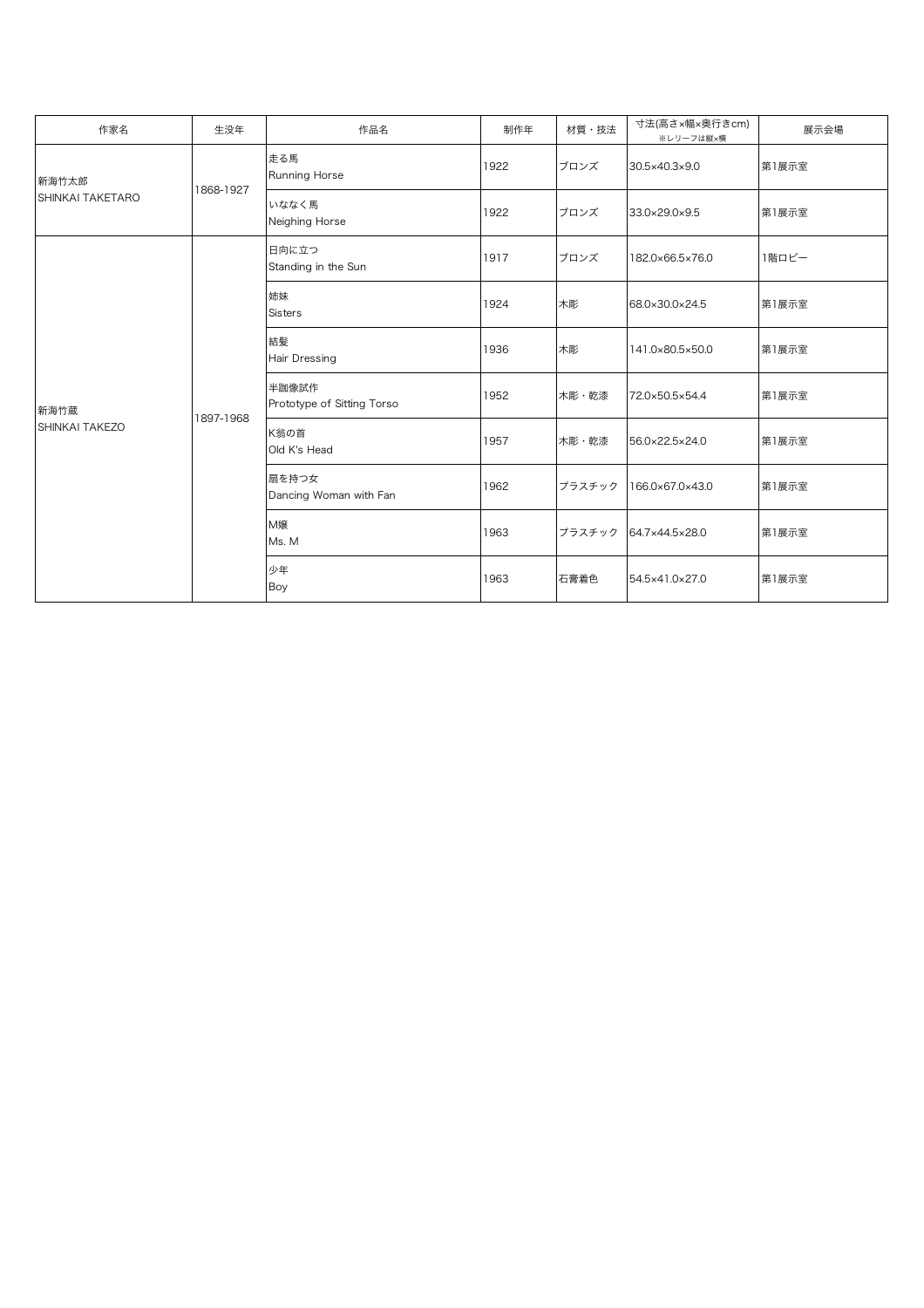| 作家名 | 生没年 | 作品名 | 制作年 | 材質・技法 | 寸法(高さ×幅×奥行きcm) ※レリーフは縦×横 | 展示会場 |
| --- | --- | --- | --- | --- | --- | --- |
| 新海竹太郎 SHINKAI TAKETARO | 1868-1927 | 走る馬 Running Horse | 1922 | ブロンズ | 30.5×40.3×9.0 | 第1展示室 |
| | | いななく馬 Neighing Horse | 1922 | ブロンズ | 33.0×29.0×9.5 | 第1展示室 |
| 新海竹蔵 SHINKAI TAKEZO | 1897-1968 | 日向に立つ Standing in the Sun | 1917 | ブロンズ | 182.0×66.5×76.0 | 1階ロビー |
| | | 姉妹 Sisters | 1924 | 木彫 | 68.0×30.0×24.5 | 第1展示室 |
| | | 結髪 Hair Dressing | 1936 | 木彫 | 141.0×80.5×50.0 | 第1展示室 |
| | | 半跏像試作 Prototype of Sitting Torso | 1952 | 木彫・乾漆 | 72.0×50.5×54.4 | 第1展示室 |
| | | K翁の首 Old K's Head | 1957 | 木彫・乾漆 | 56.0×22.5×24.0 | 第1展示室 |
| | | 扇を持つ女 Dancing Woman with Fan | 1962 | プラスチック | 166.0×67.0×43.0 | 第1展示室 |
| | | M嬢 Ms. M | 1963 | プラスチック | 64.7×44.5×28.0 | 第1展示室 |
| | | 少年 Boy | 1963 | 石膏着色 | 54.5×41.0×27.0 | 第1展示室 |